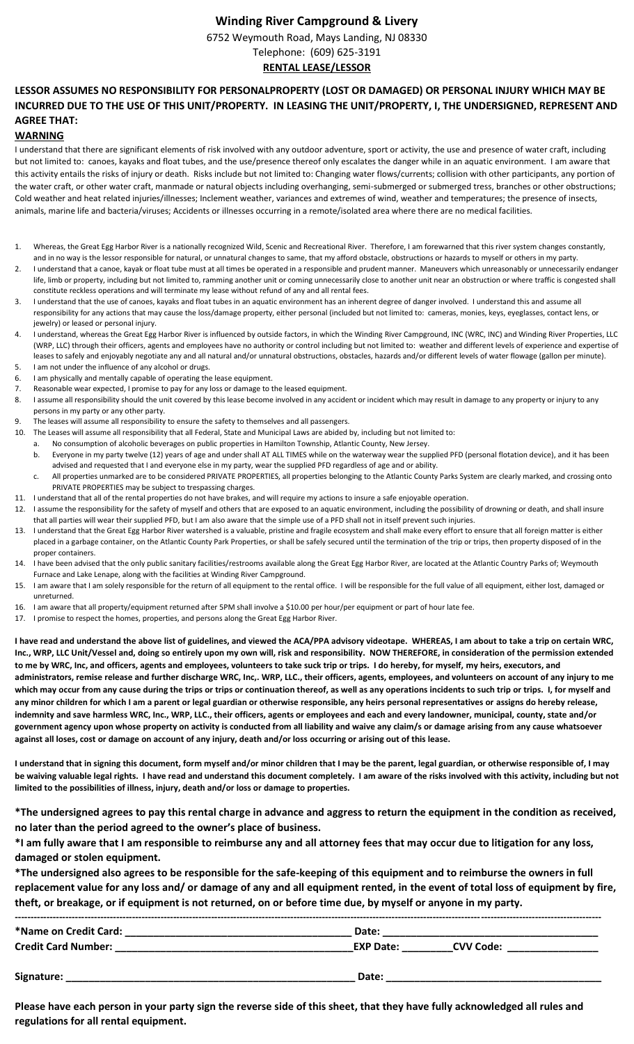# Winding River Campground & Livery

6752 Weymouth Road, Mays Landing, NJ 08330

Telephone: (609) 625-3191

**RENTAL LEASE/LESSOR**

## LESSOR ASSUMES NO RESPONSIBILITY FOR PERSONALPROPERTY (LOST OR DAMAGED) OR PERSONAL INJURY WHICH MAY BE INCURRED DUE TO THE USE OF THIS UNIT/PROPERTY. IN LEASING THE UNIT/PROPERTY, I, THE UNDERSIGNED, REPRESENT AND AGREE THAT:

### WARNING

I understand that there are significant elements of risk involved with any outdoor adventure, sport or activity, the use and presence of water craft, including but not limited to: canoes, kayaks and float tubes, and the use/presence thereof only escalates the danger while in an aquatic environment. I am aware that this activity entails the risks of injury or death. Risks include but not limited to: Changing water flows/currents; collision with other participants, any portion of the water craft, or other water craft, manmade or natural objects including overhanging, semi-submerged or submerged tress, branches or other obstructions; Cold weather and heat related injuries/illnesses; Inclement weather, variances and extremes of wind, weather and temperatures; the presence of insects, animals, marine life and bacteria/viruses; Accidents or illnesses occurring in a remote/isolated area where there are no medical facilities.

1. Whereas, the Great Egg Harbor River is a nationally recognized Wild, Scenic and Recreational River. Therefore, I am forewarned that this river system changes constantly, and in no way is the lessor responsible for natural, or unnatural changes to same, that my afford obstacle, obstructions or hazards to myself or others in my party.
2. I understand that a canoe, kayak or float tube must at all times be operated in a responsible and prudent manner. Maneuvers which unreasonably or unnecessarily endanger life, limb or property, including but not limited to, ramming another unit or coming unnecessarily close to another unit near an obstruction or where traffic is congested shall constitute reckless operations and will terminate my lease without refund of any and all rental fees.
3. I understand that the use of canoes, kayaks and float tubes in an aquatic environment has an inherent degree of danger involved. I understand this and assume all responsibility for any actions that may cause the loss/damage property, either personal (included but not limited to: cameras, monies, keys, eyeglasses, contact lens, or jewelry) or leased or personal injury.
4. I understand, whereas the Great Egg Harbor River is influenced by outside factors, in which the Winding River Campground, INC (WRC, INC) and Winding River Properties, LLC (WRP, LLC) through their officers, agents and employees have no authority or control including but not limited to: weather and different levels of experience and expertise of leases to safely and enjoyably negotiate any and all natural and/or unnatural obstructions, obstacles, hazards and/or different levels of water flowage (gallon per minute).
5. I am not under the influence of any alcohol or drugs.
6. I am physically and mentally capable of operating the lease equipment.
7. Reasonable wear expected, I promise to pay for any loss or damage to the leased equipment.
8. I assume all responsibility should the unit covered by this lease become involved in any accident or incident which may result in damage to any property or injury to any persons in my party or any other party.
9. The leases will assume all responsibility to ensure the safety to themselves and all passengers.
10. The Leases will assume all responsibility that all Federal, State and Municipal Laws are abided by, including but not limited to:
    a. No consumption of alcoholic beverages on public properties in Hamilton Township, Atlantic County, New Jersey.
    b. Everyone in my party twelve (12) years of age and under shall AT ALL TIMES while on the waterway wear the supplied PFD (personal flotation device), and it has been advised and requested that I and everyone else in my party, wear the supplied PFD regardless of age and or ability.
    c. All properties unmarked are to be considered PRIVATE PROPERTIES, all properties belonging to the Atlantic County Parks System are clearly marked, and crossing onto PRIVATE PROPERTIES may be subject to trespassing charges.
11. I understand that all of the rental properties do not have brakes, and will require my actions to insure a safe enjoyable operation.
12. I assume the responsibility for the safety of myself and others that are exposed to an aquatic environment, including the possibility of drowning or death, and shall insure that all parties will wear their supplied PFD, but I am also aware that the simple use of a PFD shall not in itself prevent such injuries.
13. I understand that the Great Egg Harbor River watershed is a valuable, pristine and fragile ecosystem and shall make every effort to ensure that all foreign matter is either placed in a garbage container, on the Atlantic County Park Properties, or shall be safely secured until the termination of the trip or trips, then property disposed of in the proper containers.
14. I have been advised that the only public sanitary facilities/restrooms available along the Great Egg Harbor River, are located at the Atlantic Country Parks of; Weymouth Furnace and Lake Lenape, along with the facilities at Winding River Campground.
15. I am aware that I am solely responsible for the return of all equipment to the rental office. I will be responsible for the full value of all equipment, either lost, damaged or unreturned.
16. I am aware that all property/equipment returned after 5PM shall involve a $10.00 per hour/per equipment or part of hour late fee.
17. I promise to respect the homes, properties, and persons along the Great Egg Harbor River.

**I have read and understand the above list of guidelines, and viewed the ACA/PPA advisory videotape. WHEREAS, I am about to take a trip on certain WRC, Inc., WRP, LLC Unit/Vessel and, doing so entirely upon my own will, risk and responsibility. NOW THEREFORE, in consideration of the permission extended to me by WRC, Inc, and officers, agents and employees, volunteers to take suck trip or trips. I do hereby, for myself, my heirs, executors, and administrators, remise release and further discharge WRC, Inc,. WRP, LLC., their officers, agents, employees, and volunteers on account of any injury to me which may occur from any cause during the trips or trips or continuation thereof, as well as any operations incidents to such trip or trips. I, for myself and any minor children for which I am a parent or legal guardian or otherwise responsible, any heirs personal representatives or assigns do hereby release, indemnity and save harmless WRC, Inc., WRP, LLC., their officers, agents or employees and each and every landowner, municipal, county, state and/or government agency upon whose property on activity is conducted from all liability and waive any claim/s or damage arising from any cause whatsoever against all loses, cost or damage on account of any injury, death and/or loss occurring or arising out of this lease.**

**I understand that in signing this document, form myself and/or minor children that I may be the parent, legal guardian, or otherwise responsible of, I may be waiving valuable legal rights. I have read and understand this document completely. I am aware of the risks involved with this activity, including but not limited to the possibilities of illness, injury, death and/or loss or damage to properties.**

**\*The undersigned agrees to pay this rental charge in advance and aggress to return the equipment in the condition as received, no later than the period agreed to the owner's place of business.**

**\*I am fully aware that I am responsible to reimburse any and all attorney fees that may occur due to litigation for any loss, damaged or stolen equipment.**

**\*The undersigned also agrees to be responsible for the safe-keeping of this equipment and to reimburse the owners in full replacement value for any loss and/ or damage of any and all equipment rented, in the event of total loss of equipment by fire, theft, or breakage, or if equipment is not returned, on or before time due, by myself or anyone in my party.**

---

**\*Name on Credit Card:** ______________________________ **Date:** ______________________________

**Credit Card Number:** ______________________________ **EXP Date:** __________ **CVV Code:** ______________

**Signature:** ______________________________ **Date:** ______________________________

**Please have each person in your party sign the reverse side of this sheet, that they have fully acknowledged all rules and regulations for all rental equipment.**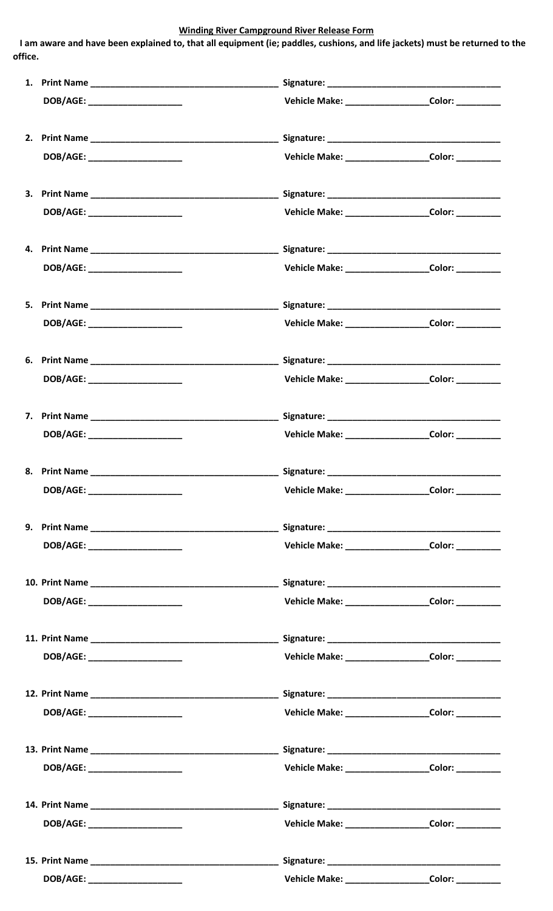**Winding River Campground River Release Form**

**I am aware and have been explained to, that all equipment (ie; paddles, cushions, and life jackets) must be returned to the office.**

1. **Print Name** ______________________________ **Signature:** ______________________________
   **DOB/AGE:** ________________ **Vehicle Make:** ______________ **Color:** ________

2. **Print Name** ______________________________ **Signature:** ______________________________
   **DOB/AGE:** ________________ **Vehicle Make:** ______________ **Color:** ________

3. **Print Name** ______________________________ **Signature:** ______________________________
   **DOB/AGE:** ________________ **Vehicle Make:** ______________ **Color:** ________

4. **Print Name** ______________________________ **Signature:** ______________________________
   **DOB/AGE:** ________________ **Vehicle Make:** ______________ **Color:** ________

5. **Print Name** ______________________________ **Signature:** ______________________________
   **DOB/AGE:** ________________ **Vehicle Make:** ______________ **Color:** ________

6. **Print Name** ______________________________ **Signature:** ______________________________
   **DOB/AGE:** ________________ **Vehicle Make:** ______________ **Color:** ________

7. **Print Name** ______________________________ **Signature:** ______________________________
   **DOB/AGE:** ________________ **Vehicle Make:** ______________ **Color:** ________

8. **Print Name** ______________________________ **Signature:** ______________________________
   **DOB/AGE:** ________________ **Vehicle Make:** ______________ **Color:** ________

9. **Print Name** ______________________________ **Signature:** ______________________________
   **DOB/AGE:** ________________ **Vehicle Make:** ______________ **Color:** ________

10. **Print Name** ______________________________ **Signature:** ______________________________
    **DOB/AGE:** ________________ **Vehicle Make:** ______________ **Color:** ________

11. **Print Name** ______________________________ **Signature:** ______________________________
    **DOB/AGE:** ________________ **Vehicle Make:** ______________ **Color:** ________

12. **Print Name** ______________________________ **Signature:** ______________________________
    **DOB/AGE:** ________________ **Vehicle Make:** ______________ **Color:** ________

13. **Print Name** ______________________________ **Signature:** ______________________________
    **DOB/AGE:** ________________ **Vehicle Make:** ______________ **Color:** ________

14. **Print Name** ______________________________ **Signature:** ______________________________
    **DOB/AGE:** ________________ **Vehicle Make:** ______________ **Color:** ________

15. **Print Name** ______________________________ **Signature:** ______________________________
    **DOB/AGE:** ________________ **Vehicle Make:** ______________ **Color:** ________